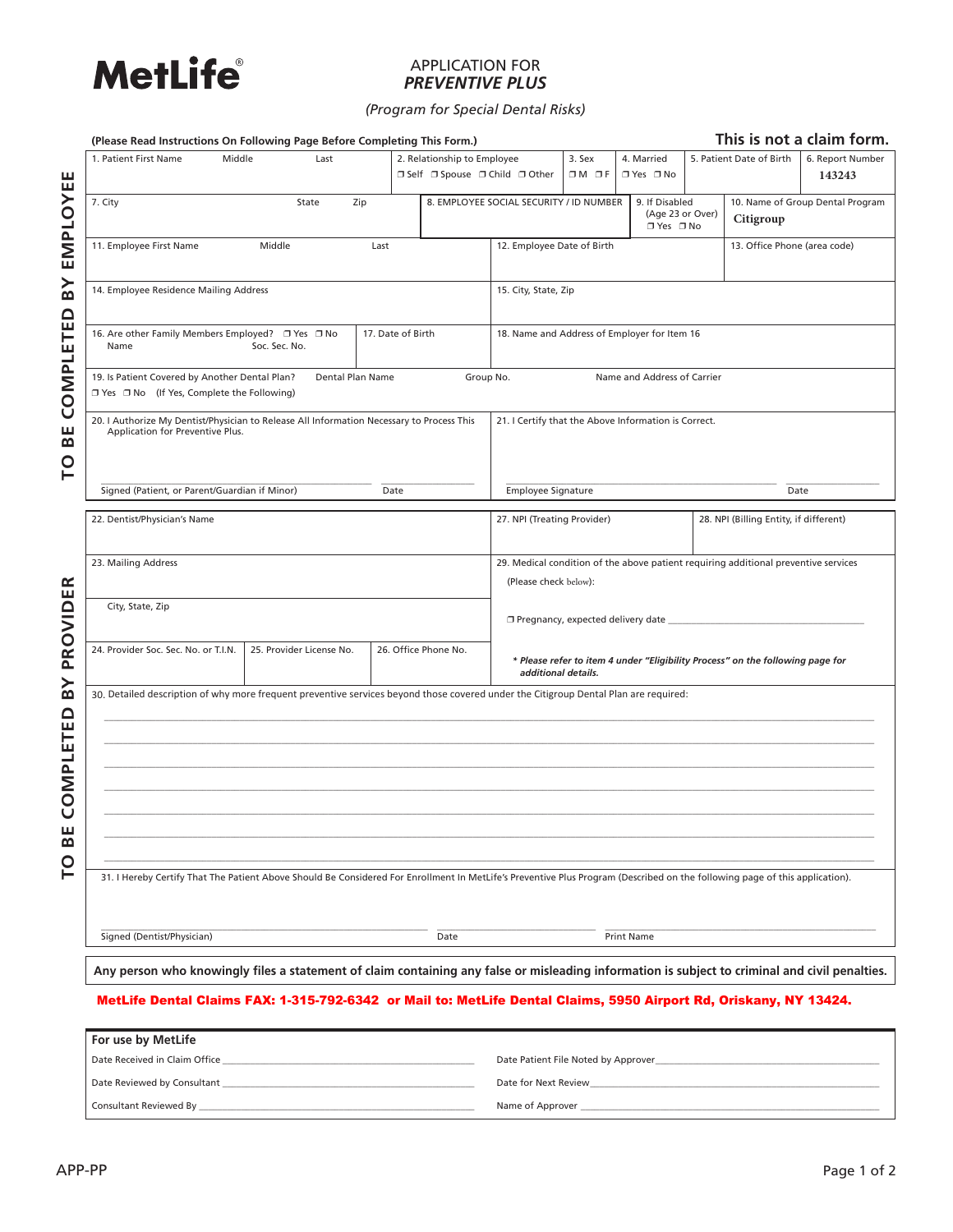# MetLife®

## APPLICATION FOR *PREVENTIVE PLUS*

*(Program for Special Dental Risks)*

**(Please Read Instructions On Following Page Before Completing This Form.)** **This is not a claim form.**

### TO BE COMPLETED BY EMPLOYEE

| 1. Patient First Name Middle Last | 2. Relationship to Employee ☐ Self ☐ Spouse ☐ Child ☐ Other | 3. Sex ☐ M ☐ F | 4. Married ☐ Yes ☐ No | 5. Patient Date of Birth | 6. Report Number 143243 |
|---|---|---|---|---|---|
| 7. City State Zip | 8. EMPLOYEE SOCIAL SECURITY / ID NUMBER | | 9. If Disabled (Age 23 or Over) ☐ Yes ☐ No | | 10. Name of Group Dental Program Citigroup |
| 11. Employee First Name Middle Last | 12. Employee Date of Birth | | | | 13. Office Phone (area code) |
| 14. Employee Residence Mailing Address | 15. City, State, Zip | | | | |
| 16. Are other Family Members Employed? ☐ Yes ☐ No Name Soc. Sec. No. | 17. Date of Birth | 18. Name and Address of Employer for Item 16 | | | |
| 19. Is Patient Covered by Another Dental Plan? ☐ Yes ☐ No (If Yes, Complete the Following) | Dental Plan Name | Group No. | Name and Address of Carrier | | |

20. I Authorize My Dentist/Physician to Release All Information Necessary to Process This Application for Preventive Plus.

Signed (Patient, or Parent/Guardian if Minor) ______________ Date ______________

21. I Certify that the Above Information is Correct.

Employee Signature ______________ Date ______________

### TO BE COMPLETED BY PROVIDER

| 22. Dentist/Physician's Name | | | 27. NPI (Treating Provider) | 28. NPI (Billing Entity, if different) |
|---|---|---|---|---|
| 23. Mailing Address | | | 29. Medical condition of the above patient requiring additional preventive services (Please check below): | |
| City, State, Zip | | | ☐ Pregnancy, expected delivery date ______________ | |
| 24. Provider Soc. Sec. No. or T.I.N. | 25. Provider License No. | 26. Office Phone No. | ***Please refer to item 4 under "Eligibility Process" on the following page for additional details.*** | |

30. Detailed description of why more frequent preventive services beyond those covered under the Citigroup Dental Plan are required:

______________________________________________

______________________________________________

______________________________________________

______________________________________________

______________________________________________

______________________________________________

31. I Hereby Certify That The Patient Above Should Be Considered For Enrollment In MetLife's Preventive Plus Program (Described on the following page of this application).

Signed (Dentist/Physician) ______________ Date ______________ Print Name ______________

**Any person who knowingly files a statement of claim containing any false or misleading information is subject to criminal and civil penalties.**

**MetLife Dental Claims FAX: 1-315-792-6342 or Mail to: MetLife Dental Claims, 5950 Airport Rd, Oriskany, NY 13424.**

### For use by MetLife

Date Received in Claim Office ______________

Date Reviewed by Consultant ______________

Consultant Reviewed By ______________

Date Patient File Noted by Approver ______________

Date for Next Review ______________

Name of Approver ______________

APP-PP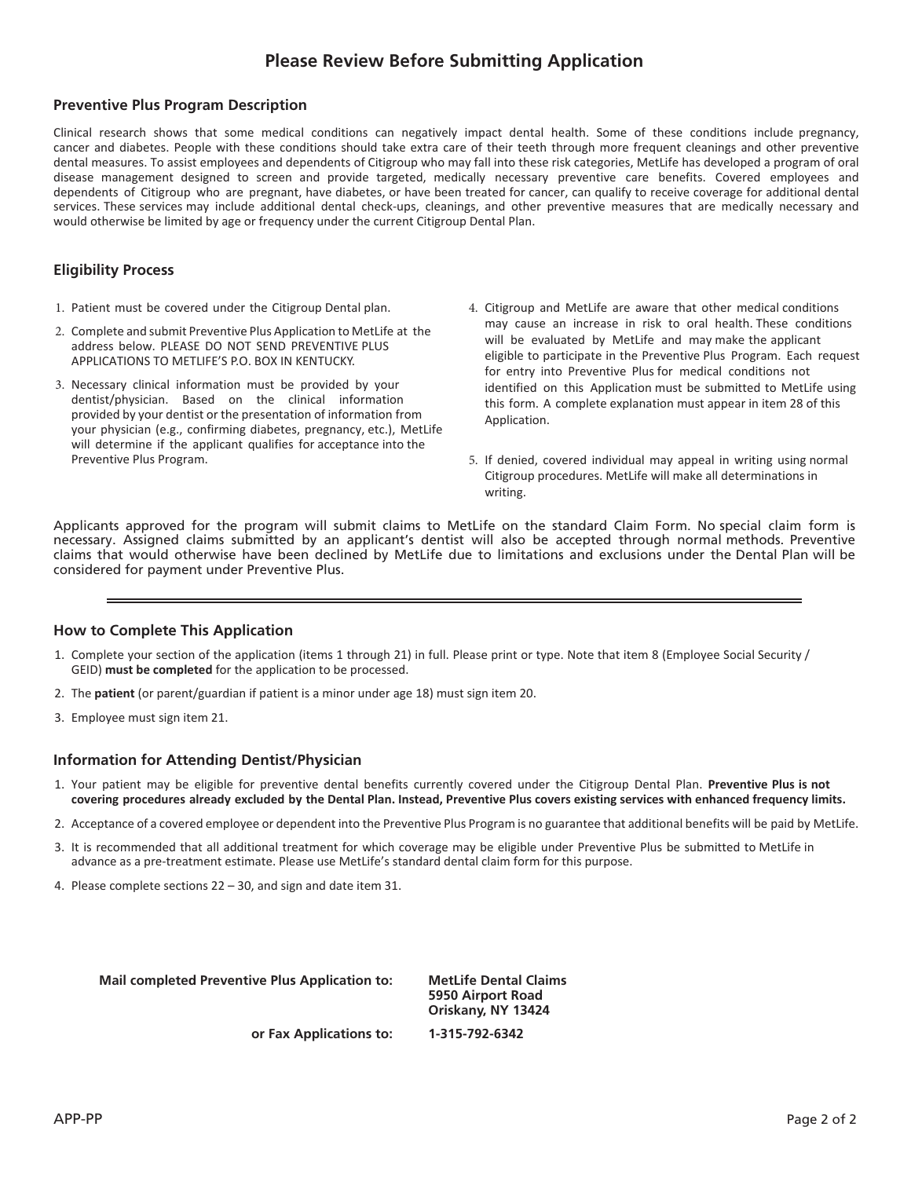# Please Review Before Submitting Application

## Preventive Plus Program Description

Clinical research shows that some medical conditions can negatively impact dental health. Some of these conditions include pregnancy, cancer and diabetes. People with these conditions should take extra care of their teeth through more frequent cleanings and other preventive dental measures. To assist employees and dependents of Citigroup who may fall into these risk categories, MetLife has developed a program of oral disease management designed to screen and provide targeted, medically necessary preventive care benefits. Covered employees and dependents of Citigroup who are pregnant, have diabetes, or have been treated for cancer, can qualify to receive coverage for additional dental services. These services may include additional dental check-ups, cleanings, and other preventive measures that are medically necessary and would otherwise be limited by age or frequency under the current Citigroup Dental Plan.

## Eligibility Process

1. Patient must be covered under the Citigroup Dental plan.
2. Complete and submit Preventive Plus Application to MetLife at the address below. PLEASE DO NOT SEND PREVENTIVE PLUS APPLICATIONS TO METLIFE'S P.O. BOX IN KENTUCKY.
3. Necessary clinical information must be provided by your dentist/physician. Based on the clinical information provided by your dentist or the presentation of information from your physician (e.g., confirming diabetes, pregnancy, etc.), MetLife will determine if the applicant qualifies for acceptance into the Preventive Plus Program.
4. Citigroup and MetLife are aware that other medical conditions may cause an increase in risk to oral health. These conditions will be evaluated by MetLife and may make the applicant eligible to participate in the Preventive Plus Program. Each request for entry into Preventive Plus for medical conditions not identified on this Application must be submitted to MetLife using this form. A complete explanation must appear in item 28 of this Application.
5. If denied, covered individual may appeal in writing using normal Citigroup procedures. MetLife will make all determinations in writing.

Applicants approved for the program will submit claims to MetLife on the standard Claim Form. No special claim form is necessary. Assigned claims submitted by an applicant's dentist will also be accepted through normal methods. Preventive claims that would otherwise have been declined by MetLife due to limitations and exclusions under the Dental Plan will be considered for payment under Preventive Plus.

---

## How to Complete This Application

1. Complete your section of the application (items 1 through 21) in full. Please print or type. Note that item 8 (Employee Social Security / GEID) **must be completed** for the application to be processed.
2. The **patient** (or parent/guardian if patient is a minor under age 18) must sign item 20.
3. Employee must sign item 21.

## Information for Attending Dentist/Physician

1. Your patient may be eligible for preventive dental benefits currently covered under the Citigroup Dental Plan. **Preventive Plus is not covering procedures already excluded by the Dental Plan. Instead, Preventive Plus covers existing services with enhanced frequency limits.**
2. Acceptance of a covered employee or dependent into the Preventive Plus Program is no guarantee that additional benefits will be paid by MetLife.
3. It is recommended that all additional treatment for which coverage may be eligible under Preventive Plus be submitted to MetLife in advance as a pre-treatment estimate. Please use MetLife's standard dental claim form for this purpose.
4. Please complete sections 22 – 30, and sign and date item 31.

**Mail completed Preventive Plus Application to:**

**MetLife Dental Claims**
**5950 Airport Road**
**Oriskany, NY 13424**

**or Fax Applications to:** **1-315-792-6342**

APP-PP